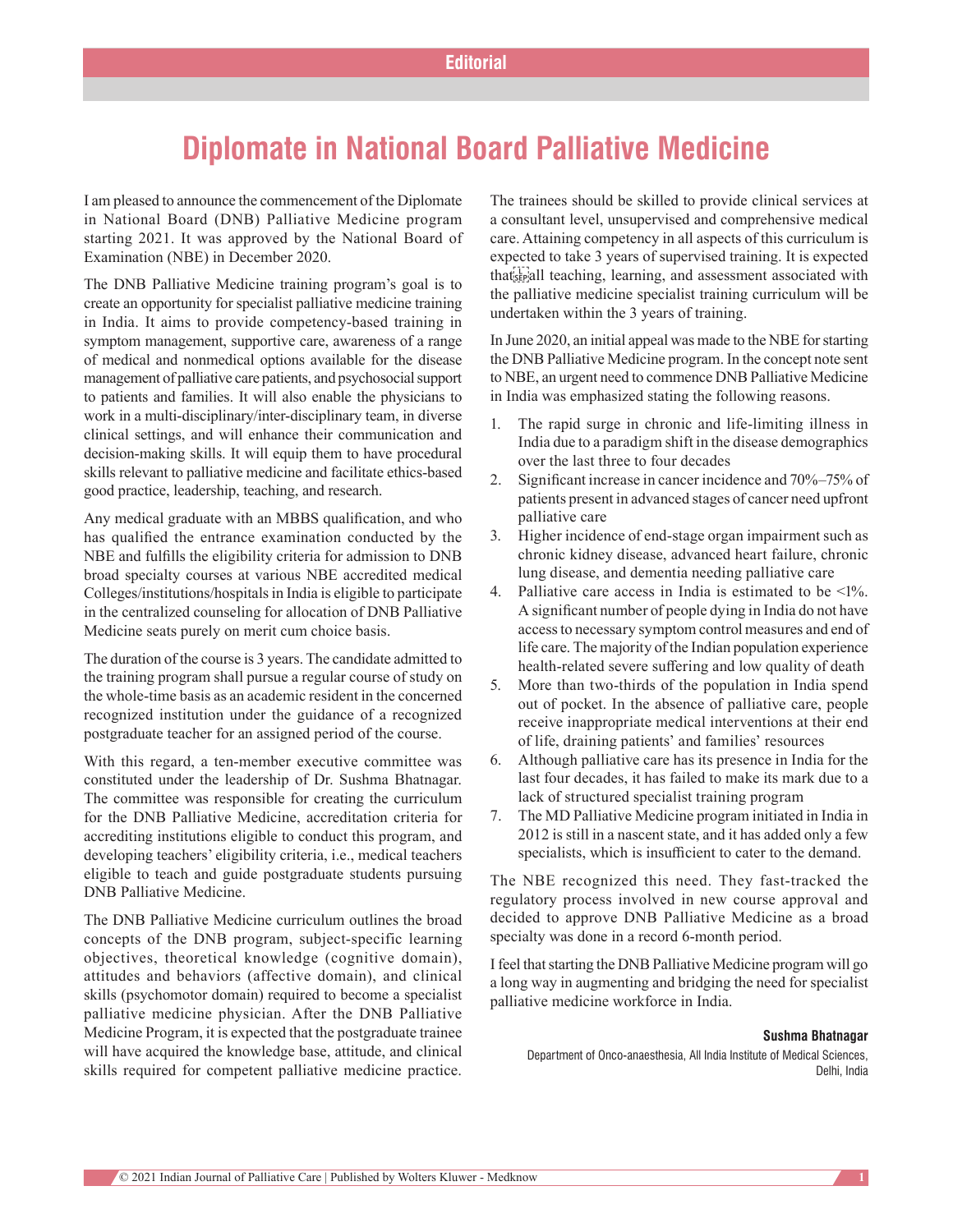Editorial

# Diplomate in National Board Palliative Medicine

I am pleased to announce the commencement of the Diplomate in National Board (DNB) Palliative Medicine program starting 2021. It was approved by the National Board of Examination (NBE) in December 2020.

The DNB Palliative Medicine training program's goal is to create an opportunity for specialist palliative medicine training in India. It aims to provide competency-based training in symptom management, supportive care, awareness of a range of medical and nonmedical options available for the disease management of palliative care patients, and psychosocial support to patients and families. It will also enable the physicians to work in a multi-disciplinary/inter-disciplinary team, in diverse clinical settings, and will enhance their communication and decision-making skills. It will equip them to have procedural skills relevant to palliative medicine and facilitate ethics-based good practice, leadership, teaching, and research.

Any medical graduate with an MBBS qualification, and who has qualified the entrance examination conducted by the NBE and fulfills the eligibility criteria for admission to DNB broad specialty courses at various NBE accredited medical Colleges/institutions/hospitals in India is eligible to participate in the centralized counseling for allocation of DNB Palliative Medicine seats purely on merit cum choice basis.

The duration of the course is 3 years. The candidate admitted to the training program shall pursue a regular course of study on the whole-time basis as an academic resident in the concerned recognized institution under the guidance of a recognized postgraduate teacher for an assigned period of the course.

With this regard, a ten-member executive committee was constituted under the leadership of Dr. Sushma Bhatnagar. The committee was responsible for creating the curriculum for the DNB Palliative Medicine, accreditation criteria for accrediting institutions eligible to conduct this program, and developing teachers' eligibility criteria, i.e., medical teachers eligible to teach and guide postgraduate students pursuing DNB Palliative Medicine.

The DNB Palliative Medicine curriculum outlines the broad concepts of the DNB program, subject-specific learning objectives, theoretical knowledge (cognitive domain), attitudes and behaviors (affective domain), and clinical skills (psychomotor domain) required to become a specialist palliative medicine physician. After the DNB Palliative Medicine Program, it is expected that the postgraduate trainee will have acquired the knowledge base, attitude, and clinical skills required for competent palliative medicine practice. The trainees should be skilled to provide clinical services at a consultant level, unsupervised and comprehensive medical care. Attaining competency in all aspects of this curriculum is expected to take 3 years of supervised training. It is expected that all teaching, learning, and assessment associated with the palliative medicine specialist training curriculum will be undertaken within the 3 years of training.

In June 2020, an initial appeal was made to the NBE for starting the DNB Palliative Medicine program. In the concept note sent to NBE, an urgent need to commence DNB Palliative Medicine in India was emphasized stating the following reasons.

1. The rapid surge in chronic and life-limiting illness in India due to a paradigm shift in the disease demographics over the last three to four decades
2. Significant increase in cancer incidence and 70%–75% of patients present in advanced stages of cancer need upfront palliative care
3. Higher incidence of end-stage organ impairment such as chronic kidney disease, advanced heart failure, chronic lung disease, and dementia needing palliative care
4. Palliative care access in India is estimated to be <1%. A significant number of people dying in India do not have access to necessary symptom control measures and end of life care. The majority of the Indian population experience health-related severe suffering and low quality of death
5. More than two-thirds of the population in India spend out of pocket. In the absence of palliative care, people receive inappropriate medical interventions at their end of life, draining patients' and families' resources
6. Although palliative care has its presence in India for the last four decades, it has failed to make its mark due to a lack of structured specialist training program
7. The MD Palliative Medicine program initiated in India in 2012 is still in a nascent state, and it has added only a few specialists, which is insufficient to cater to the demand.

The NBE recognized this need. They fast-tracked the regulatory process involved in new course approval and decided to approve DNB Palliative Medicine as a broad specialty was done in a record 6-month period.

I feel that starting the DNB Palliative Medicine program will go a long way in augmenting and bridging the need for specialist palliative medicine workforce in India.

**Sushma Bhatnagar**

Department of Onco-anaesthesia, All India Institute of Medical Sciences, Delhi, India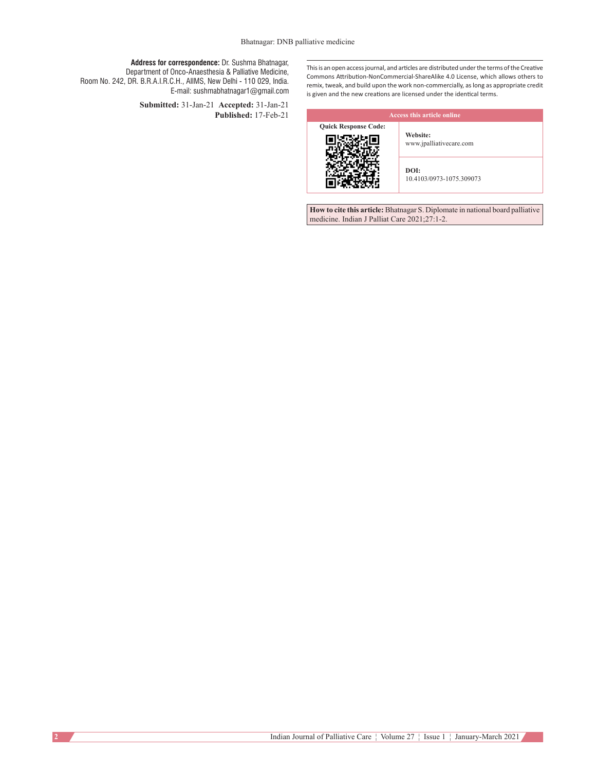**Address for correspondence:** Dr. Sushma Bhatnagar, Department of Onco-Anaesthesia & Palliative Medicine, Room No. 242, DR. B.R.A.I.R.C.H., AIIMS, New Delhi - 110 029, India. E-mail: sushmabhatnagar1@gmail.com

**Submitted:** 31-Jan-21 **Accepted:** 31-Jan-21 **Published:** 17-Feb-21

This is an open access journal, and articles are distributed under the terms of the Creative Commons Attribution-NonCommercial-ShareAlike 4.0 License, which allows others to remix, tweak, and build upon the work non-commercially, as long as appropriate credit is given and the new creations are licensed under the identical terms.

| Access this article online | |
|---|---|
| **Quick Response Code:** | **Website:** www.jpalliativecare.com |
| | **DOI:** 10.4103/0973-1075.309073 |

**How to cite this article:** Bhatnagar S. Diplomate in national board palliative medicine. Indian J Palliat Care 2021;27:1-2.